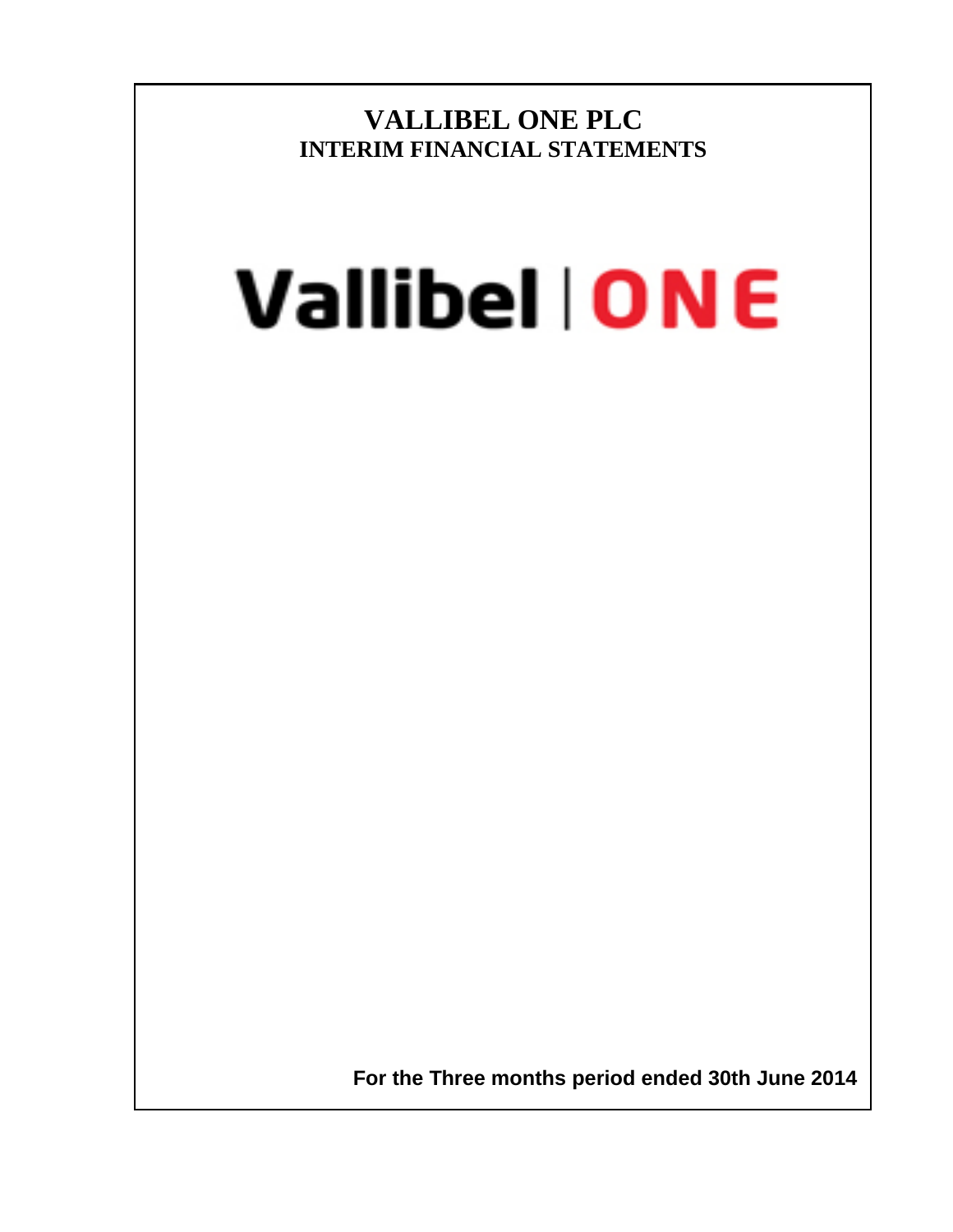# VALLIBEL ONE PLC
## INTERIM FINANCIAL STATEMENTS

Vallibel | ONE

**For the Three months period ended 30th June 2014**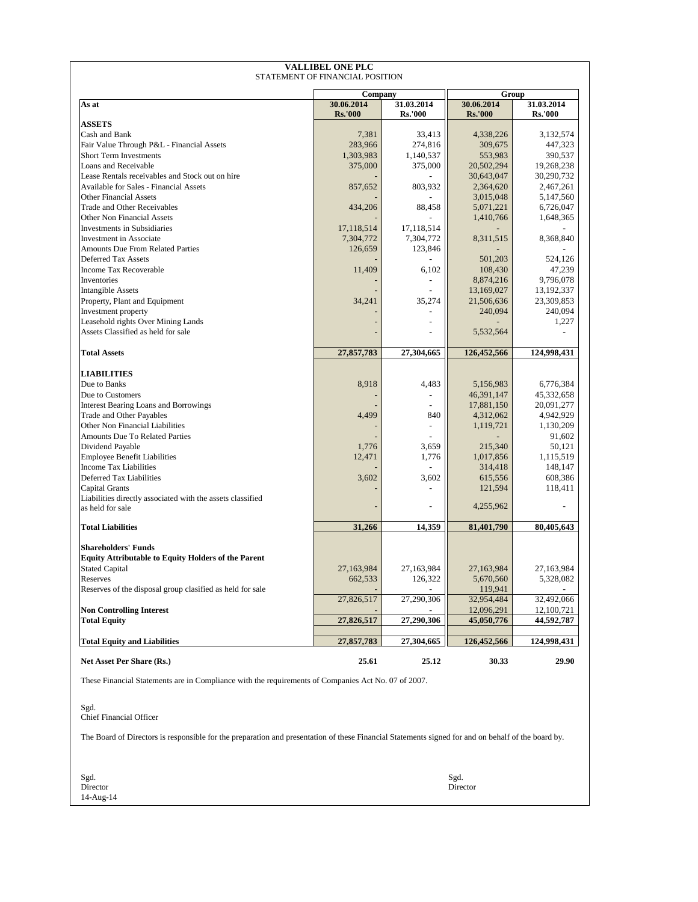# VALLIBEL ONE PLC

STATEMENT OF FINANCIAL POSITION

| As at | Company | | Group | |
|---|---|---|---|---|
| | 30.06.2014 Rs.'000 | 31.03.2014 Rs.'000 | 30.06.2014 Rs.'000 | 31.03.2014 Rs.'000 |
| **ASSETS** | | | | |
| Cash and Bank | 7,381 | 33,413 | 4,338,226 | 3,132,574 |
| Fair Value Through P&L - Financial Assets | 283,966 | 274,816 | 309,675 | 447,323 |
| Short Term Investments | 1,303,983 | 1,140,537 | 553,983 | 390,537 |
| Loans and Receivable | 375,000 | 375,000 | 20,502,294 | 19,268,238 |
| Lease Rentals receivables and Stock out on hire | - | - | 30,643,047 | 30,290,732 |
| Available for Sales - Financial Assets | 857,652 | 803,932 | 2,364,620 | 2,467,261 |
| Other Financial Assets | - | - | 3,015,048 | 5,147,560 |
| Trade and Other Receivables | 434,206 | 88,458 | 5,071,221 | 6,726,047 |
| Other Non Financial Assets | - | - | 1,410,766 | 1,648,365 |
| Investments in Subsidiaries | 17,118,514 | 17,118,514 | - | - |
| Investment in Associate | 7,304,772 | 7,304,772 | 8,311,515 | 8,368,840 |
| Amounts Due From Related Parties | 126,659 | 123,846 | - | - |
| Deferred Tax Assets | - | - | 501,203 | 524,126 |
| Income Tax Recoverable | 11,409 | 6,102 | 108,430 | 47,239 |
| Inventories | - | - | 8,874,216 | 9,796,078 |
| Intangible Assets | - | - | 13,169,027 | 13,192,337 |
| Property, Plant and Equipment | 34,241 | 35,274 | 21,506,636 | 23,309,853 |
| Investment property | - | - | 240,094 | 240,094 |
| Leasehold rights Over Mining Lands | - | - | - | 1,227 |
| Assets Classified as held for sale | - | - | 5,532,564 | - |
| **Total Assets** | **27,857,783** | **27,304,665** | **126,452,566** | **124,998,431** |
| **LIABILITIES** | | | | |
| Due to Banks | 8,918 | 4,483 | 5,156,983 | 6,776,384 |
| Due to Customers | - | - | 46,391,147 | 45,332,658 |
| Interest Bearing Loans and Borrowings | - | - | 17,881,150 | 20,091,277 |
| Trade and Other Payables | 4,499 | 840 | 4,312,062 | 4,942,929 |
| Other Non Financial Liabilities | - | - | 1,119,721 | 1,130,209 |
| Amounts Due To Related Parties | - | - | - | 91,602 |
| Dividend Payable | 1,776 | 3,659 | 215,340 | 50,121 |
| Employee Benefit Liabilities | 12,471 | 1,776 | 1,017,856 | 1,115,519 |
| Income Tax Liabilities | - | - | 314,418 | 148,147 |
| Deferred Tax Liabilities | 3,602 | 3,602 | 615,556 | 608,386 |
| Capital Grants | - | - | 121,594 | 118,411 |
| Liabilities directly associated with the assets classified as held for sale | - | - | 4,255,962 | - |
| **Total Liabilities** | **31,266** | **14,359** | **81,401,790** | **80,405,643** |
| **Shareholders' Funds** | | | | |
| **Equity Attributable to Equity Holders of the Parent** | | | | |
| Stated Capital | 27,163,984 | 27,163,984 | 27,163,984 | 27,163,984 |
| Reserves | 662,533 | 126,322 | 5,670,560 | 5,328,082 |
| Reserves of the disposal group clasified as held for sale | - | - | 119,941 | - |
| | 27,826,517 | 27,290,306 | 32,954,484 | 32,492,066 |
| **Non Controlling Interest** | - | - | 12,096,291 | 12,100,721 |
| **Total Equity** | **27,826,517** | **27,290,306** | **45,050,776** | **44,592,787** |
| **Total Equity and Liabilities** | **27,857,783** | **27,304,665** | **126,452,566** | **124,998,431** |
| **Net Asset Per Share (Rs.)** | **25.61** | **25.12** | **30.33** | **29.90** |

These Financial Statements are in Compliance with the requirements of Companies Act No. 07 of 2007.

Sgd.
Chief Financial Officer

The Board of Directors is responsible for the preparation and presentation of these Financial Statements signed for and on behalf of the board by.

Sgd.
Director
14-Aug-14

Sgd.
Director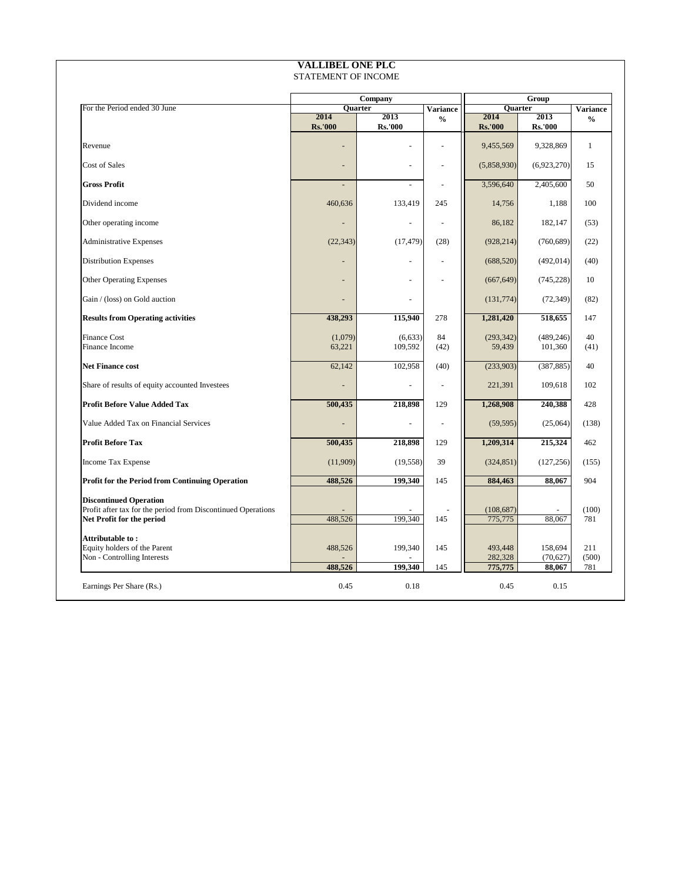# VALLIBEL ONE PLC

STATEMENT OF INCOME

| For the Period ended 30 June | Company | | | Group | | |
|---|---|---|---|---|---|---|
| | Quarter | | Variance | Quarter | | Variance |
| | 2014 Rs.'000 | 2013 Rs.'000 | % | 2014 Rs.'000 | 2013 Rs.'000 | % |
| Revenue | - | - | - | 9,455,569 | 9,328,869 | 1 |
| Cost of Sales | - | - | - | (5,858,930) | (6,923,270) | 15 |
| **Gross Profit** | - | - | - | 3,596,640 | 2,405,600 | 50 |
| Dividend income | 460,636 | 133,419 | 245 | 14,756 | 1,188 | 100 |
| Other operating income | - | - | - | 86,182 | 182,147 | (53) |
| Administrative Expenses | (22,343) | (17,479) | (28) | (928,214) | (760,689) | (22) |
| Distribution Expenses | - | - | - | (688,520) | (492,014) | (40) |
| Other Operating Expenses | - | - | - | (667,649) | (745,228) | 10 |
| Gain / (loss) on Gold auction | - | - | | (131,774) | (72,349) | (82) |
| **Results from Operating activities** | **438,293** | **115,940** | 278 | **1,281,420** | **518,655** | 147 |
| Finance Cost | (1,079) | (6,633) | 84 | (293,342) | (489,246) | 40 |
| Finance Income | 63,221 | 109,592 | (42) | 59,439 | 101,360 | (41) |
| **Net Finance cost** | 62,142 | 102,958 | (40) | (233,903) | (387,885) | 40 |
| Share of results of equity accounted Investees | - | - | - | 221,391 | 109,618 | 102 |
| **Profit Before Value Added Tax** | **500,435** | **218,898** | 129 | **1,268,908** | **240,388** | 428 |
| Value Added Tax on Financial Services | - | - | - | (59,595) | (25,064) | (138) |
| **Profit Before Tax** | **500,435** | **218,898** | 129 | **1,209,314** | **215,324** | 462 |
| Income Tax Expense | (11,909) | (19,558) | 39 | (324,851) | (127,256) | (155) |
| **Profit for the Period from Continuing Operation** | **488,526** | **199,340** | 145 | **884,463** | **88,067** | 904 |
| **Discontinued Operation** | | | | | | |
| Profit after tax for the period from Discontinued Operations | - | - | - | (108,687) | - | (100) |
| **Net Profit for the period** | 488,526 | 199,340 | 145 | 775,775 | 88,067 | 781 |
| **Attributable to :** | | | | | | |
| Equity holders of the Parent | 488,526 | 199,340 | 145 | 493,448 | 158,694 | 211 |
| Non - Controlling Interests | - | - | | 282,328 | (70,627) | (500) |
| | **488,526** | **199,340** | 145 | **775,775** | **88,067** | 781 |
| Earnings Per Share (Rs.) | 0.45 | 0.18 | | 0.45 | 0.15 | |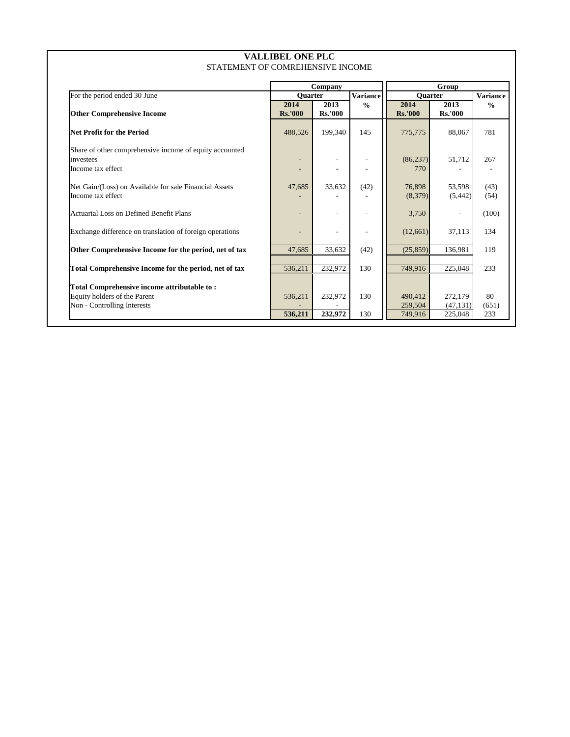# VALLIBEL ONE PLC

STATEMENT OF COMREHENSIVE INCOME

| | Company | | | Group | | |
|---|---|---|---|---|---|---|
| For the period ended 30 June | Quarter | | Variance | Quarter | | Variance |
| **Other Comprehensive Income** | **2014 Rs.'000** | **2013 Rs.'000** | **%** | **2014 Rs.'000** | **2013 Rs.'000** | **%** |
| **Net Profit for the Period** | 488,526 | 199,340 | 145 | 775,775 | 88,067 | 781 |
| Share of other comprehensive income of equity accounted investees | - | - | - | (86,237) | 51,712 | 267 |
| Income tax effect | - | - | - | 770 | - | - |
| Net Gain/(Loss) on Available for sale Financial Assets | 47,685 | 33,632 | (42) | 76,898 | 53,598 | (43) |
| Income tax effect | - | - | - | (8,379) | (5,442) | (54) |
| Actuarial Loss on Defined Benefit Plans | - | - | - | 3,750 | - | (100) |
| Exchange difference on translation of foreign operations | - | - | - | (12,661) | 37,113 | 134 |
| **Other Comprehensive Income for the period, net of tax** | 47,685 | 33,632 | (42) | (25,859) | 136,981 | 119 |
| **Total Comprehensive Income for the period, net of tax** | 536,211 | 232,972 | 130 | 749,916 | 225,048 | 233 |
| **Total Comprehensive income attributable to :** | | | | | | |
| Equity holders of the Parent | 536,211 | 232,972 | 130 | 490,412 | 272,179 | 80 |
| Non - Controlling Interests | - | - | | 259,504 | (47,131) | (651) |
| | **536,211** | **232,972** | 130 | 749,916 | 225,048 | 233 |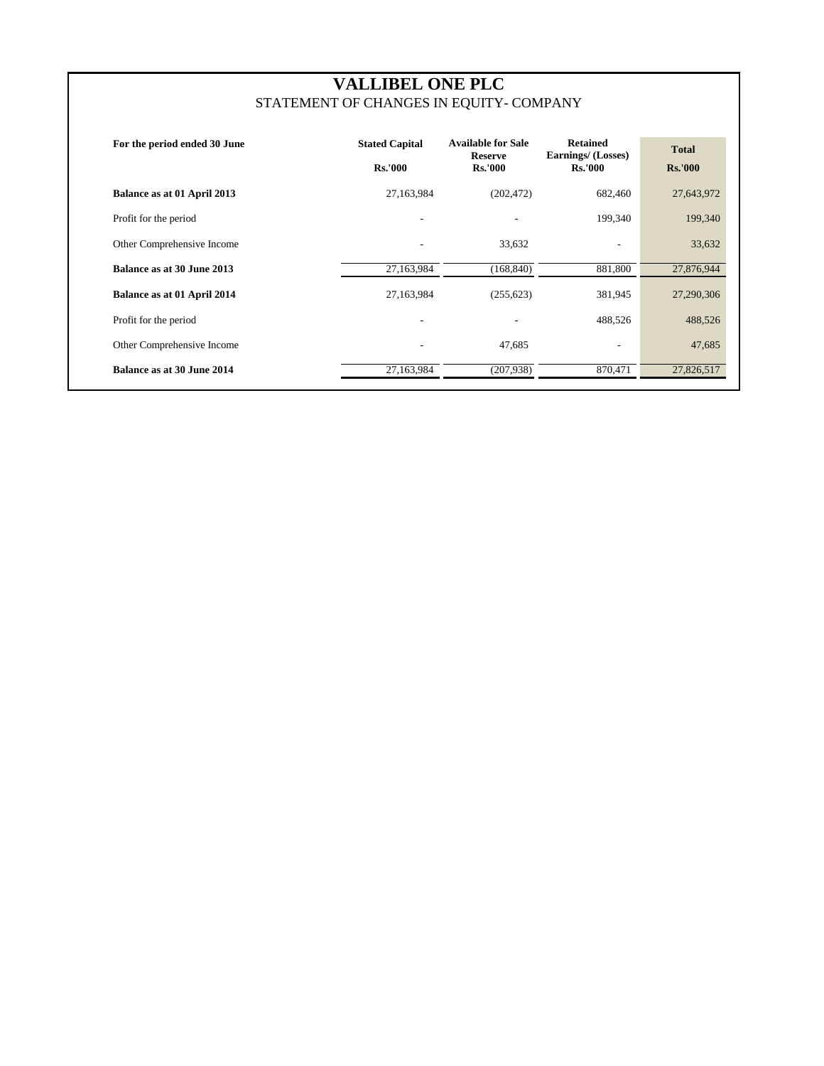# VALLIBEL ONE PLC

## STATEMENT OF CHANGES IN EQUITY- COMPANY

| For the period ended 30 June | Stated Capital<br>Rs.'000 | Available for Sale Reserve<br>Rs.'000 | Retained Earnings/ (Losses)<br>Rs.'000 | Total<br>Rs.'000 |
|---|---|---|---|---|
| **Balance as at 01 April 2013** | 27,163,984 | (202,472) | 682,460 | 27,643,972 |
| Profit for the period | - | - | 199,340 | 199,340 |
| Other Comprehensive Income | - | 33,632 | - | 33,632 |
| **Balance as at 30 June 2013** | 27,163,984 | (168,840) | 881,800 | 27,876,944 |
| **Balance as at 01 April 2014** | 27,163,984 | (255,623) | 381,945 | 27,290,306 |
| Profit for the period | - | - | 488,526 | 488,526 |
| Other Comprehensive Income | - | 47,685 | - | 47,685 |
| **Balance as at 30 June 2014** | 27,163,984 | (207,938) | 870,471 | 27,826,517 |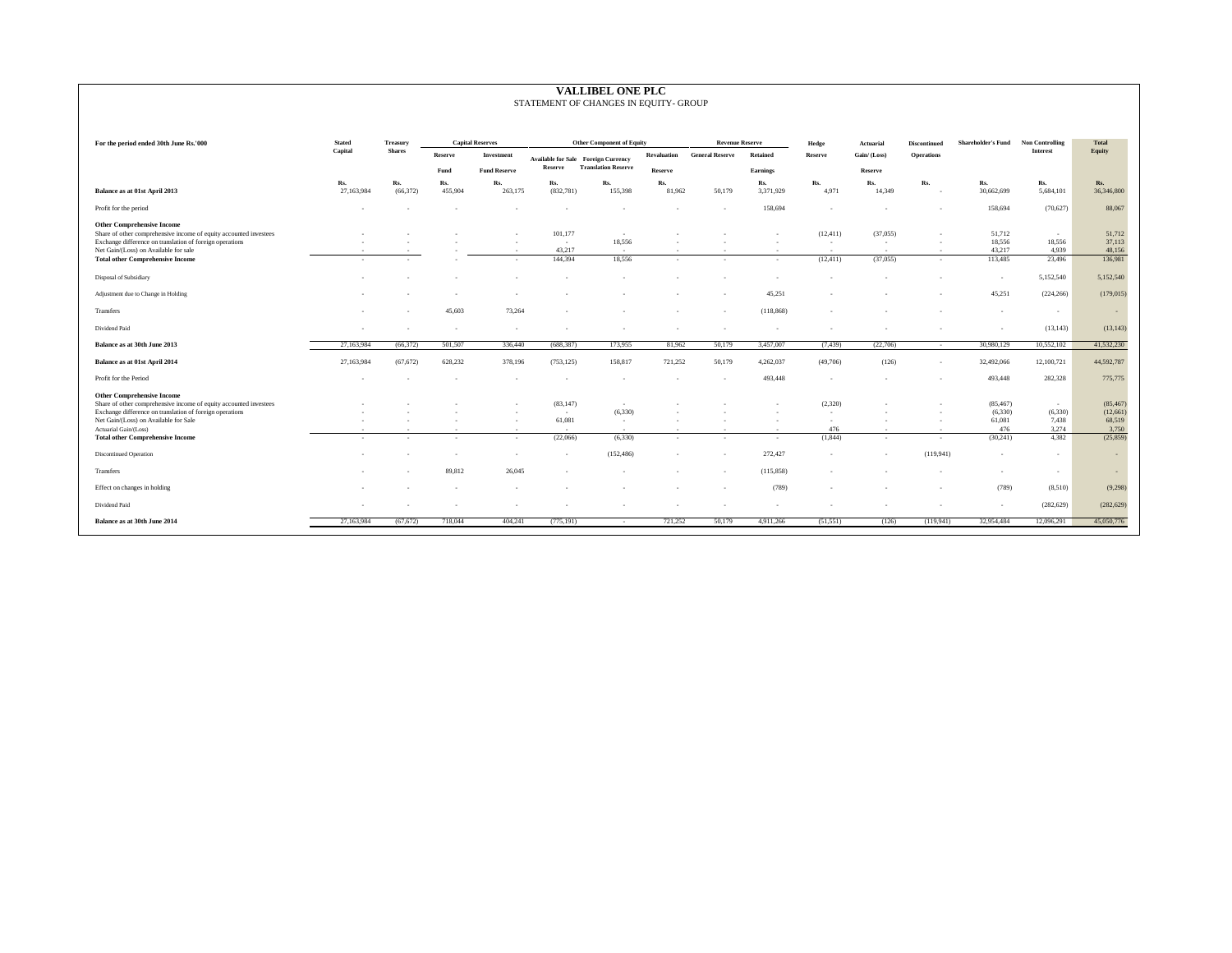# VALLIBEL ONE PLC

STATEMENT OF CHANGES IN EQUITY- GROUP

| For the period ended 30th June Rs.'000 | Stated Capital | Treasury Shares | Capital Reserves | | Other Component of Equity | | | Revenue Reserve | | Hedge | Actuarial | Discontinued | Shareholder's Fund | Non Controlling Interest | Total Equity |
|---|---|---|---|---|---|---|---|---|---|---|---|---|---|---|---|
| | | | Reserve Fund | Investment Fund Reserve | Available for Sale Reserve | Foreign Currency Translation Reserve | Revaluation Reserve | General Reserve | Retained Earnings | Reserve | Gain/ (Loss) Reserve | Operations | | | |
| | Rs. | Rs. | Rs. | Rs. | Rs. | Rs. | Rs. | | Rs. | Rs. | Rs. | Rs. | Rs. | Rs. | Rs. |
| **Balance as at 01st April 2013** | 27,163,984 | (66,372) | 455,904 | 263,175 | (832,781) | 155,398 | 81,962 | 50,179 | 3,371,929 | 4,971 | 14,349 | - | 30,662,699 | 5,684,101 | 36,346,800 |
| Profit for the period | - | - | - | - | - | - | - | - | 158,694 | - | - | - | 158,694 | (70,627) | 88,067 |
| **Other Comprehensive Income** | | | | | | | | | | | | | | | |
| Share of other comprehensive income of equity accounted investees | - | - | - | - | 101,177 | - | - | - | - | (12,411) | (37,055) | - | 51,712 | - | 51,712 |
| Exchange difference on translation of foreign operations | - | - | - | - | - | 18,556 | - | - | - | - | - | - | 18,556 | 18,556 | 37,113 |
| Net Gain/(Loss) on Available for sale | - | - | - | - | 43,217 | - | - | - | - | - | - | - | 43,217 | 4,939 | 48,156 |
| **Total other Comprehensive Income** | - | - | - | - | 144,394 | 18,556 | - | - | - | (12,411) | (37,055) | - | 113,485 | 23,496 | 136,981 |
| Disposal of Subsidiary | - | - | - | - | - | - | - | - | - | - | - | - | - | 5,152,540 | 5,152,540 |
| Adjustment due to Change in Holding | - | - | - | - | - | - | - | - | 45,251 | - | - | - | 45,251 | (224,266) | (179,015) |
| Transfers | - | - | 45,603 | 73,264 | - | - | - | - | (118,868) | - | - | - | - | - | - |
| Dividend Paid | - | - | - | - | - | - | - | - | - | - | - | - | - | (13,143) | (13,143) |
| **Balance as at 30th June 2013** | 27,163,984 | (66,372) | 501,507 | 336,440 | (688,387) | 173,955 | 81,962 | 50,179 | 3,457,007 | (7,439) | (22,706) | - | 30,980,129 | 10,552,102 | 41,532,230 |
| **Balance as at 01st April 2014** | 27,163,984 | (67,672) | 628,232 | 378,196 | (753,125) | 158,817 | 721,252 | 50,179 | 4,262,037 | (49,706) | (126) | - | 32,492,066 | 12,100,721 | 44,592,787 |
| Profit for the Period | - | - | - | - | - | - | - | - | 493,448 | - | - | - | 493,448 | 282,328 | 775,775 |
| **Other Comprehensive Income** | | | | | | | | | | | | | | | |
| Share of other comprehensive income of equity accounted investees | - | - | - | - | (83,147) | - | - | - | - | (2,320) | - | - | (85,467) | - | (85,467) |
| Exchange difference on translation of foreign operations | - | - | - | - | - | (6,330) | - | - | - | - | - | - | (6,330) | (6,330) | (12,661) |
| Net Gain/(Loss) on Available for Sale | - | - | - | - | 61,081 | - | - | - | - | - | - | - | 61,081 | 7,438 | 68,519 |
| Actuarial Gain/(Loss) | - | - | - | - | - | - | - | - | - | 476 | - | - | 476 | 3,274 | 3,750 |
| **Total other Comprehensive Income** | - | - | - | - | (22,066) | (6,330) | - | - | - | (1,844) | - | - | (30,241) | 4,382 | (25,859) |
| Discontinued Operation | - | - | - | - | - | (152,486) | - | - | 272,427 | - | - | (119,941) | - | - | - |
| Transfers | - | - | 89,812 | 26,045 | - | - | - | - | (115,858) | - | - | - | - | - | - |
| Effect on changes in holding | - | - | - | - | - | - | - | - | (789) | - | - | - | (789) | (8,510) | (9,298) |
| Dividend Paid | - | - | - | - | - | - | - | - | - | - | - | - | - | (282,629) | (282,629) |
| **Balance as at 30th June 2014** | 27,163,984 | (67,672) | 718,044 | 404,241 | (775,191) | - | 721,252 | 50,179 | 4,911,266 | (51,551) | (126) | (119,941) | 32,954,484 | 12,096,291 | 45,050,776 |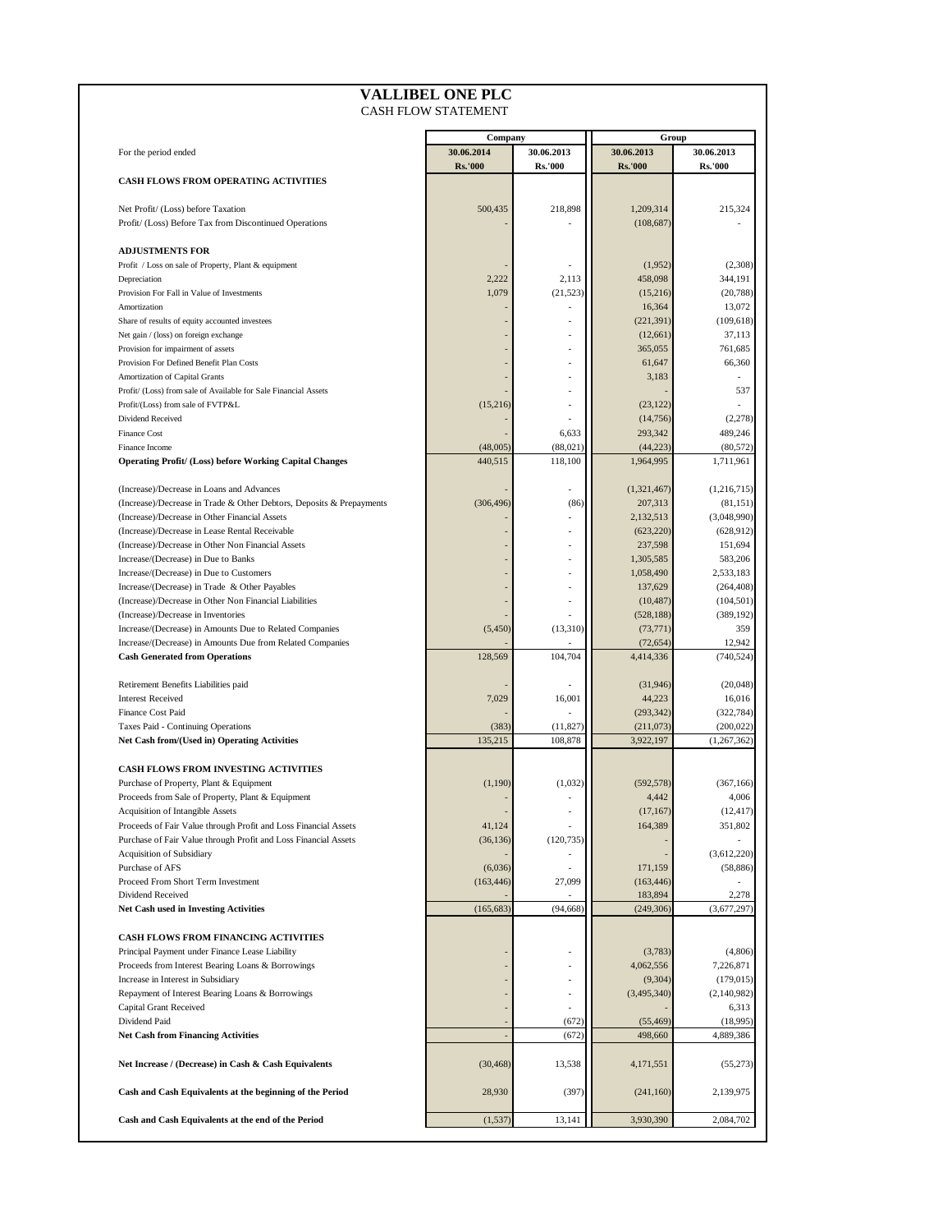# VALLIBEL ONE PLC

## CASH FLOW STATEMENT

| For the period ended | Company | | Group | |
|---|---|---|---|---|
| | 30.06.2014 | 30.06.2013 | 30.06.2013 | 30.06.2013 |
| | Rs.'000 | Rs.'000 | Rs.'000 | Rs.'000 |
| **CASH FLOWS FROM OPERATING ACTIVITIES** | | | | |
| Net Profit/ (Loss) before Taxation | 500,435 | 218,898 | 1,209,314 | 215,324 |
| Profit/ (Loss) Before Tax from Discontinued Operations | - | - | (108,687) | - |
| **ADJUSTMENTS FOR** | | | | |
| Profit / Loss on sale of Property, Plant & equipment | - | - | (1,952) | (2,308) |
| Depreciation | 2,222 | 2,113 | 458,098 | 344,191 |
| Provision For Fall in Value of Investments | 1,079 | (21,523) | (15,216) | (20,788) |
| Amortization | - | - | 16,364 | 13,072 |
| Share of results of equity accounted investees | - | - | (221,391) | (109,618) |
| Net gain / (loss) on foreign exchange | - | - | (12,661) | 37,113 |
| Provision for impairment of assets | - | - | 365,055 | 761,685 |
| Provision For Defined Benefit Plan Costs | - | - | 61,647 | 66,360 |
| Amortization of Capital Grants | - | - | 3,183 | - |
| Profit/ (Loss) from sale of Available for Sale Financial Assets | - | - | - | 537 |
| Profit/(Loss) from sale of FVTP&L | (15,216) | - | (23,122) | - |
| Dividend Received | - | - | (14,756) | (2,278) |
| Finance Cost | - | 6,633 | 293,342 | 489,246 |
| Finance Income | (48,005) | (88,021) | (44,223) | (80,572) |
| **Operating Profit/ (Loss) before Working Capital Changes** | 440,515 | 118,100 | 1,964,995 | 1,711,961 |
| (Increase)/Decrease in Loans and Advances | - | - | (1,321,467) | (1,216,715) |
| (Increase)/Decrease in Trade & Other Debtors, Deposits & Prepayments | (306,496) | (86) | 207,313 | (81,151) |
| (Increase)/Decrease in Other Financial Assets | - | - | 2,132,513 | (3,048,990) |
| (Increase)/Decrease in Lease Rental Receivable | - | - | (623,220) | (628,912) |
| (Increase)/Decrease in Other Non Financial Assets | - | - | 237,598 | 151,694 |
| Increase/(Decrease) in Due to Banks | - | - | 1,305,585 | 583,206 |
| Increase/(Decrease) in Due to Customers | - | - | 1,058,490 | 2,533,183 |
| Increase/(Decrease) in Trade & Other Payables | - | - | 137,629 | (264,408) |
| (Increase)/Decrease in Other Non Financial Liabilities | - | - | (10,487) | (104,501) |
| (Increase)/Decrease in Inventories | - | - | (528,188) | (389,192) |
| Increase/(Decrease) in Amounts Due to Related Companies | (5,450) | (13,310) | (73,771) | 359 |
| Increase/(Decrease) in Amounts Due from Related Companies | - | - | (72,654) | 12,942 |
| **Cash Generated from Operations** | 128,569 | 104,704 | 4,414,336 | (740,524) |
| Retirement Benefits Liabilities paid | - | - | (31,946) | (20,048) |
| Interest Received | 7,029 | 16,001 | 44,223 | 16,016 |
| Finance Cost Paid | - | - | (293,342) | (322,784) |
| Taxes Paid - Continuing Operations | (383) | (11,827) | (211,073) | (200,022) |
| **Net Cash from/(Used in) Operating Activities** | 135,215 | 108,878 | 3,922,197 | (1,267,362) |
| **CASH FLOWS FROM INVESTING ACTIVITIES** | | | | |
| Purchase of Property, Plant & Equipment | (1,190) | (1,032) | (592,578) | (367,166) |
| Proceeds from Sale of Property, Plant & Equipment | - | - | 4,442 | 4,006 |
| Acquisition of Intangible Assets | - | - | (17,167) | (12,417) |
| Proceeds of Fair Value through Profit and Loss Financial Assets | 41,124 | - | 164,389 | 351,802 |
| Purchase of Fair Value through Profit and Loss Financial Assets | (36,136) | (120,735) | - | - |
| Acquisition of Subsidiary | - | - | - | (3,612,220) |
| Purchase of AFS | (6,036) | - | 171,159 | (58,886) |
| Proceed From Short Term Investment | (163,446) | 27,099 | (163,446) | - |
| Dividend Received | - | - | 183,894 | 2,278 |
| **Net Cash used in Investing Activities** | (165,683) | (94,668) | (249,306) | (3,677,297) |
| **CASH FLOWS FROM FINANCING ACTIVITIES** | | | | |
| Principal Payment under Finance Lease Liability | - | - | (3,783) | (4,806) |
| Proceeds from Interest Bearing Loans & Borrowings | - | - | 4,062,556 | 7,226,871 |
| Increase in Interest in Subsidiary | - | - | (9,304) | (179,015) |
| Repayment of Interest Bearing Loans & Borrowings | - | - | (3,495,340) | (2,140,982) |
| Capital Grant Received | - | - | - | 6,313 |
| Dividend Paid | - | (672) | (55,469) | (18,995) |
| **Net Cash from Financing Activities** | - | (672) | 498,660 | 4,889,386 |
| **Net Increase / (Decrease) in Cash & Cash Equivalents** | (30,468) | 13,538 | 4,171,551 | (55,273) |
| **Cash and Cash Equivalents at the beginning of the Period** | 28,930 | (397) | (241,160) | 2,139,975 |
| **Cash and Cash Equivalents at the end of the Period** | (1,537) | 13,141 | 3,930,390 | 2,084,702 |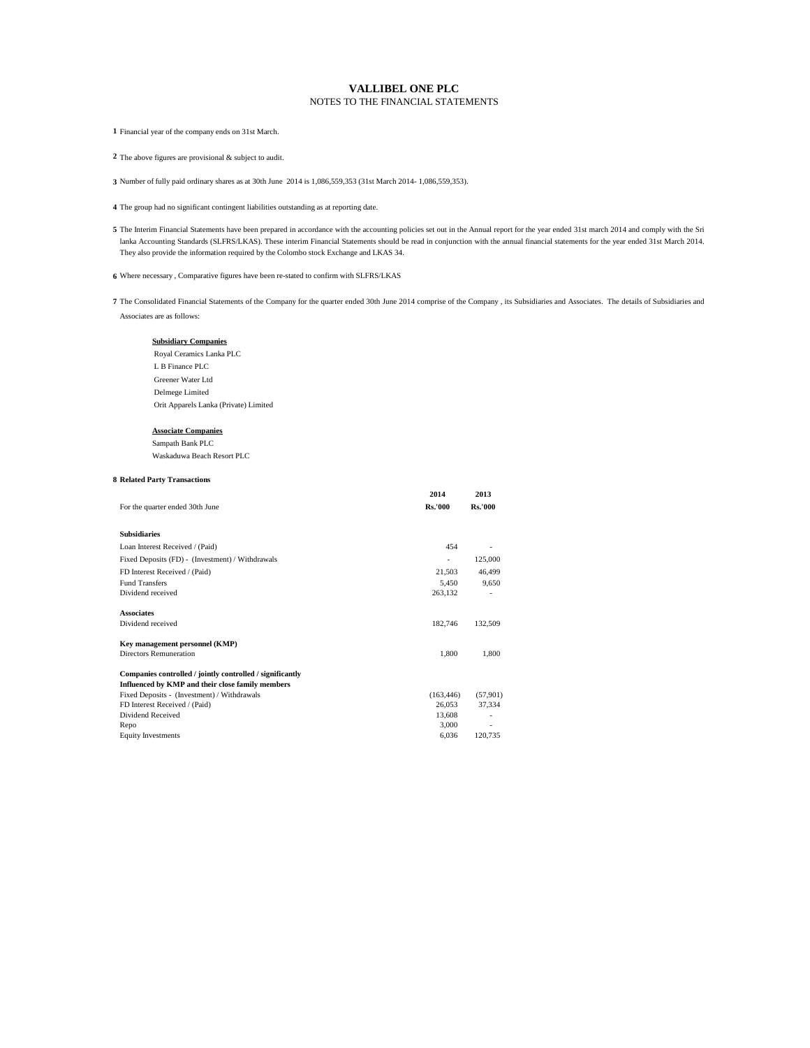# VALLIBEL ONE PLC

NOTES TO THE FINANCIAL STATEMENTS

1 Financial year of the company ends on 31st March.

2 The above figures are provisional & subject to audit.

3 Number of fully paid ordinary shares as at 30th June 2014 is 1,086,559,353 (31st March 2014- 1,086,559,353).

4 The group had no significant contingent liabilities outstanding as at reporting date.

5 The Interim Financial Statements have been prepared in accordance with the accounting policies set out in the Annual report for the year ended 31st march 2014 and comply with the Sri lanka Accounting Standards (SLFRS/LKAS). These interim Financial Statements should be read in conjunction with the annual financial statements for the year ended 31st March 2014. They also provide the information required by the Colombo stock Exchange and LKAS 34.

6 Where necessary , Comparative figures have been re-stated to confirm with SLFRS/LKAS

7 The Consolidated Financial Statements of the Company for the quarter ended 30th June 2014 comprise of the Company , its Subsidiaries and Associates. The details of Subsidiaries and Associates are as follows:

**Subsidiary Companies**

Royal Ceramics Lanka PLC
L B Finance PLC
Greener Water Ltd
Delmege Limited
Orit Apparels Lanka (Private) Limited

**Associate Companies**

Sampath Bank PLC
Waskaduwa Beach Resort PLC

**8 Related Party Transactions**

| For the quarter ended 30th June | 2014 Rs.'000 | 2013 Rs.'000 |
|---|---|---|
| **Subsidiaries** | | |
| Loan Interest Received / (Paid) | 454 | - |
| Fixed Deposits (FD) - (Investment) / Withdrawals | - | 125,000 |
| FD Interest Received / (Paid) | 21,503 | 46,499 |
| Fund Transfers | 5,450 | 9,650 |
| Dividend received | 263,132 | - |
| **Associates** | | |
| Dividend received | 182,746 | 132,509 |
| **Key management personnel (KMP)** | | |
| Directors Remuneration | 1,800 | 1,800 |
| **Companies controlled / jointly controlled / significantly Influenced by KMP and their close family members** | | |
| Fixed Deposits - (Investment) / Withdrawals | (163,446) | (57,901) |
| FD Interest Received / (Paid) | 26,053 | 37,334 |
| Dividend Received | 13,608 | - |
| Repo | 3,000 | - |
| Equity Investments | 6,036 | 120,735 |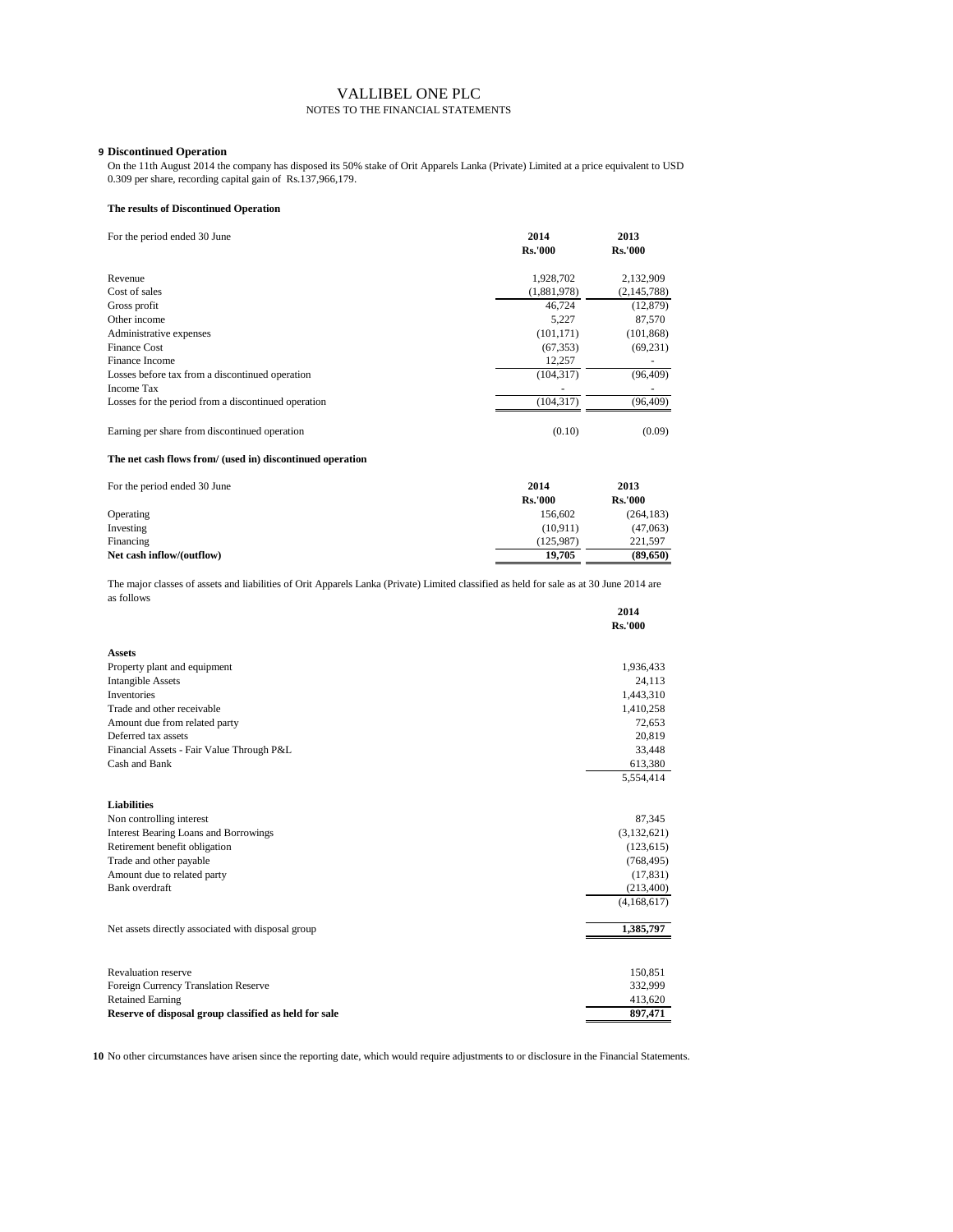# VALLIBEL ONE PLC

NOTES TO THE FINANCIAL STATEMENTS

**9 Discontinued Operation**

On the 11th August 2014 the company has disposed its 50% stake of Orit Apparels Lanka (Private) Limited at a price equivalent to USD 0.309 per share, recording capital gain of Rs.137,966,179.

**The results of Discontinued Operation**

| For the period ended 30 June | 2014<br>Rs.'000 | 2013<br>Rs.'000 |
|---|---|---|
| Revenue | 1,928,702 | 2,132,909 |
| Cost of sales | (1,881,978) | (2,145,788) |
| Gross profit | 46,724 | (12,879) |
| Other income | 5,227 | 87,570 |
| Administrative expenses | (101,171) | (101,868) |
| Finance Cost | (67,353) | (69,231) |
| Finance Income | 12,257 | - |
| Losses before tax from a discontinued operation | (104,317) | (96,409) |
| Income Tax | - | - |
| Losses for the period from a discontinued operation | (104,317) | (96,409) |
| Earning per share from discontinued operation | (0.10) | (0.09) |

**The net cash flows from/ (used in) discontinued operation**

| For the period ended 30 June | 2014<br>Rs.'000 | 2013<br>Rs.'000 |
|---|---|---|
| Operating | 156,602 | (264,183) |
| Investing | (10,911) | (47,063) |
| Financing | (125,987) | 221,597 |
| **Net cash inflow/(outflow)** | **19,705** | **(89,650)** |

The major classes of assets and liabilities of Orit Apparels Lanka (Private) Limited classified as held for sale as at 30 June 2014 are as follows

| | 2014<br>Rs.'000 |
|---|---|
| **Assets** | |
| Property plant and equipment | 1,936,433 |
| Intangible Assets | 24,113 |
| Inventories | 1,443,310 |
| Trade and other receivable | 1,410,258 |
| Amount due from related party | 72,653 |
| Deferred tax assets | 20,819 |
| Financial Assets - Fair Value Through P&L | 33,448 |
| Cash and Bank | 613,380 |
| | 5,554,414 |
| **Liabilities** | |
| Non controlling interest | 87,345 |
| Interest Bearing Loans and Borrowings | (3,132,621) |
| Retirement benefit obligation | (123,615) |
| Trade and other payable | (768,495) |
| Amount due to related party | (17,831) |
| Bank overdraft | (213,400) |
| | (4,168,617) |
| Net assets directly associated with disposal group | **1,385,797** |
| Revaluation reserve | 150,851 |
| Foreign Currency Translation Reserve | 332,999 |
| Retained Earning | 413,620 |
| **Reserve of disposal group classified as held for sale** | **897,471** |

**10** No other circumstances have arisen since the reporting date, which would require adjustments to or disclosure in the Financial Statements.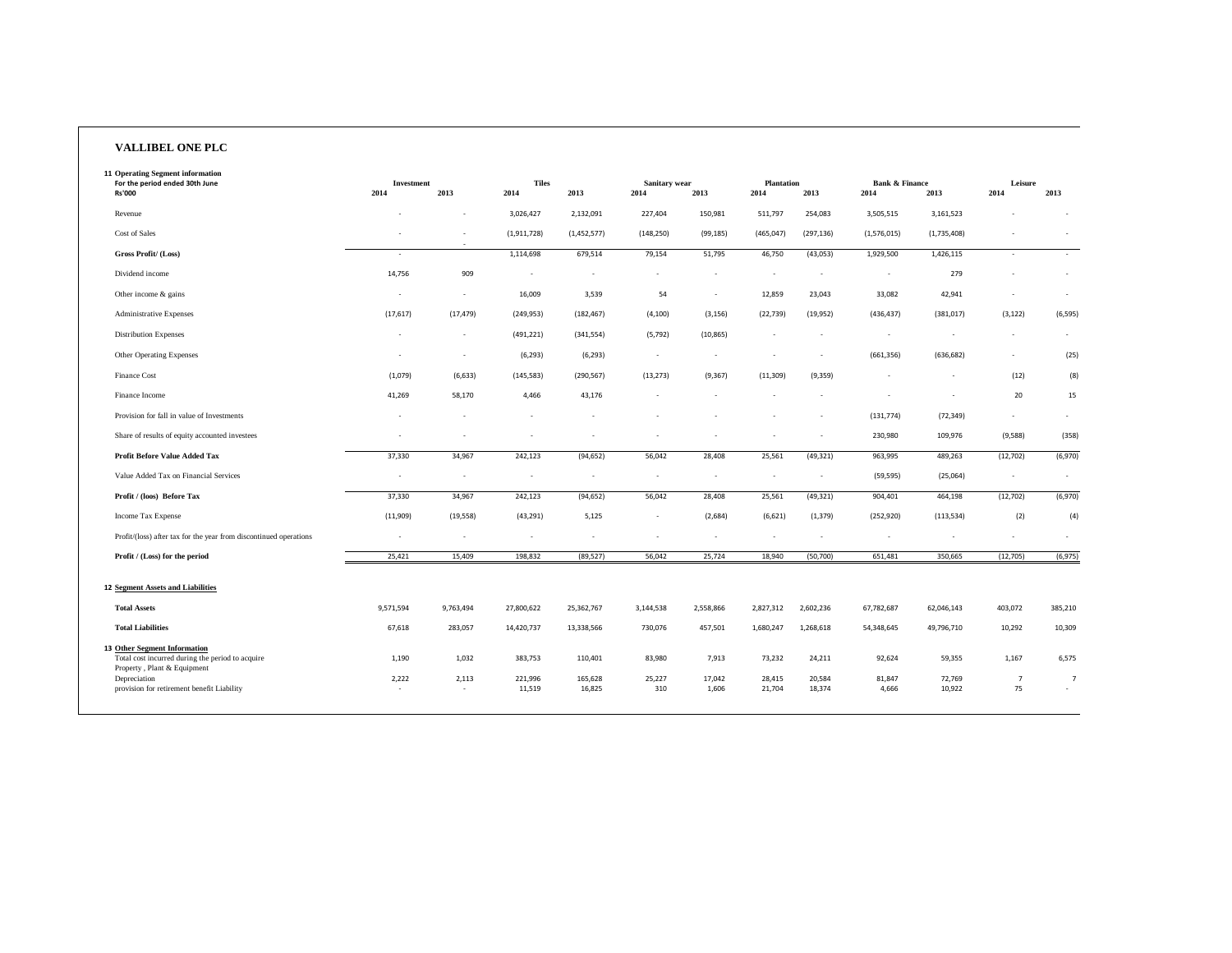**VALLIBEL ONE PLC**

**11 Operating Segment information**

| For the period ended 30th June<br>Rs'000 | Investment | | Tiles | | Sanitary wear | | Plantation | | Bank & Finance | | Leisure | |
|---|---|---|---|---|---|---|---|---|---|---|---|---|
| | 2014 | 2013 | 2014 | 2013 | 2014 | 2013 | 2014 | 2013 | 2014 | 2013 | 2014 | 2013 |
| Revenue | - | - | 3,026,427 | 2,132,091 | 227,404 | 150,981 | 511,797 | 254,083 | 3,505,515 | 3,161,523 | - | - |
| Cost of Sales | - | - | (1,911,728) | (1,452,577) | (148,250) | (99,185) | (465,047) | (297,136) | (1,576,015) | (1,735,408) | - | - |
| **Gross Profit/ (Loss)** | - | - | 1,114,698 | 679,514 | 79,154 | 51,795 | 46,750 | (43,053) | 1,929,500 | 1,426,115 | - | - |
| Dividend income | 14,756 | 909 | - | - | - | - | - | - | - | 279 | - | - |
| Other income & gains | - | - | 16,009 | 3,539 | 54 | - | 12,859 | 23,043 | 33,082 | 42,941 | - | - |
| Administrative Expenses | (17,617) | (17,479) | (249,953) | (182,467) | (4,100) | (3,156) | (22,739) | (19,952) | (436,437) | (381,017) | (3,122) | (6,595) |
| Distribution Expenses | - | - | (491,221) | (341,554) | (5,792) | (10,865) | - | - | - | - | - | - |
| Other Operating Expenses | - | - | (6,293) | (6,293) | - | - | - | - | (661,356) | (636,682) | - | (25) |
| Finance Cost | (1,079) | (6,633) | (145,583) | (290,567) | (13,273) | (9,367) | (11,309) | (9,359) | - | - | (12) | (8) |
| Finance Income | 41,269 | 58,170 | 4,466 | 43,176 | - | - | - | - | - | - | 20 | 15 |
| Provision for fall in value of Investments | - | - | - | - | - | - | - | - | (131,774) | (72,349) | - | - |
| Share of results of equity accounted investees | - | - | - | - | - | - | - | - | 230,980 | 109,976 | (9,588) | (358) |
| **Profit Before Value Added Tax** | 37,330 | 34,967 | 242,123 | (94,652) | 56,042 | 28,408 | 25,561 | (49,321) | 963,995 | 489,263 | (12,702) | (6,970) |
| Value Added Tax on Financial Services | - | - | - | - | - | - | - | - | (59,595) | (25,064) | - | - |
| **Profit / (loos) Before Tax** | 37,330 | 34,967 | 242,123 | (94,652) | 56,042 | 28,408 | 25,561 | (49,321) | 904,401 | 464,198 | (12,702) | (6,970) |
| Income Tax Expense | (11,909) | (19,558) | (43,291) | 5,125 | - | (2,684) | (6,621) | (1,379) | (252,920) | (113,534) | (2) | (4) |
| Profit/(loss) after tax for the year from discontinued operations | - | - | - | - | - | - | - | - | - | - | - | - |
| **Profit / (Loss) for the period** | 25,421 | 15,409 | 198,832 | (89,527) | 56,042 | 25,724 | 18,940 | (50,700) | 651,481 | 350,665 | (12,705) | (6,975) |

**12 Segment Assets and Liabilities**

| | Investment 2014 | Investment 2013 | Tiles 2014 | Tiles 2013 | Sanitary wear 2014 | Sanitary wear 2013 | Plantation 2014 | Plantation 2013 | Bank & Finance 2014 | Bank & Finance 2013 | Leisure 2014 | Leisure 2013 |
|---|---|---|---|---|---|---|---|---|---|---|---|---|
| **Total Assets** | 9,571,594 | 9,763,494 | 27,800,622 | 25,362,767 | 3,144,538 | 2,558,866 | 2,827,312 | 2,602,236 | 67,782,687 | 62,046,143 | 403,072 | 385,210 |
| **Total Liabilities** | 67,618 | 283,057 | 14,420,737 | 13,338,566 | 730,076 | 457,501 | 1,680,247 | 1,268,618 | 54,348,645 | 49,796,710 | 10,292 | 10,309 |

**13 Other Segment Information**

| | Investment 2014 | Investment 2013 | Tiles 2014 | Tiles 2013 | Sanitary wear 2014 | Sanitary wear 2013 | Plantation 2014 | Plantation 2013 | Bank & Finance 2014 | Bank & Finance 2013 | Leisure 2014 | Leisure 2013 |
|---|---|---|---|---|---|---|---|---|---|---|---|---|
| Total cost incurred during the period to acquire Property , Plant & Equipment | 1,190 | 1,032 | 383,753 | 110,401 | 83,980 | 7,913 | 73,232 | 24,211 | 92,624 | 59,355 | 1,167 | 6,575 |
| Depreciation | 2,222 | 2,113 | 221,996 | 165,628 | 25,227 | 17,042 | 28,415 | 20,584 | 81,847 | 72,769 | 7 | 7 |
| provision for retirement benefit Liability | - | - | 11,519 | 16,825 | 310 | 1,606 | 21,704 | 18,374 | 4,666 | 10,922 | 75 | - |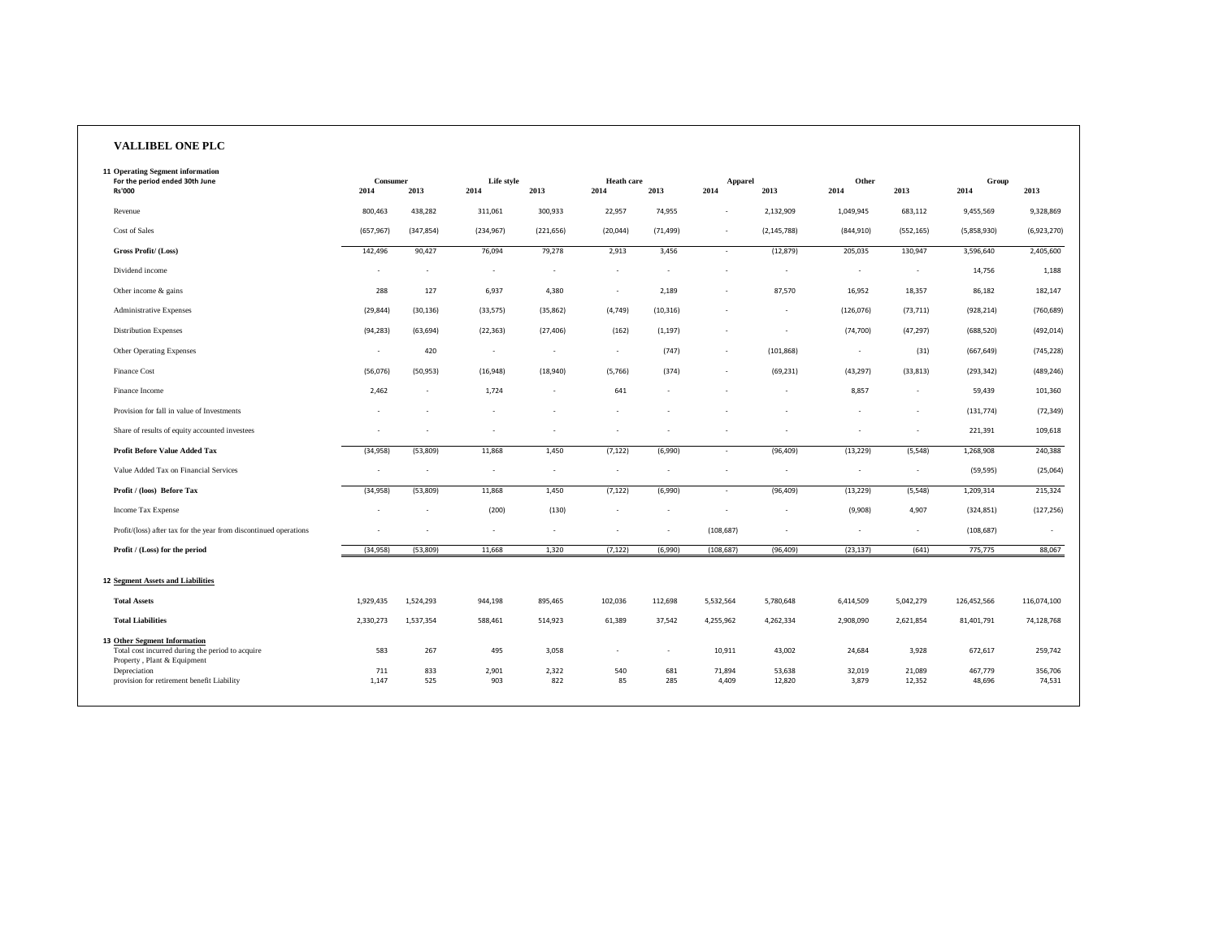# VALLIBEL ONE PLC

**11 Operating Segment information**

| For the period ended 30th June<br>Rs'000 | Consumer 2014 | Consumer 2013 | Life style 2014 | Life style 2013 | Heath care 2014 | Heath care 2013 | Apparel 2014 | Apparel 2013 | Other 2014 | Other 2013 | Group 2014 | Group 2013 |
|---|---|---|---|---|---|---|---|---|---|---|---|---|
| Revenue | 800,463 | 438,282 | 311,061 | 300,933 | 22,957 | 74,955 | - | 2,132,909 | 1,049,945 | 683,112 | 9,455,569 | 9,328,869 |
| Cost of Sales | (657,967) | (347,854) | (234,967) | (221,656) | (20,044) | (71,499) | - | (2,145,788) | (844,910) | (552,165) | (5,858,930) | (6,923,270) |
| **Gross Profit/ (Loss)** | 142,496 | 90,427 | 76,094 | 79,278 | 2,913 | 3,456 | - | (12,879) | 205,035 | 130,947 | 3,596,640 | 2,405,600 |
| Dividend income | - | - | - | - | - | - | - | - | - | - | 14,756 | 1,188 |
| Other income & gains | 288 | 127 | 6,937 | 4,380 | - | 2,189 | - | 87,570 | 16,952 | 18,357 | 86,182 | 182,147 |
| Administrative Expenses | (29,844) | (30,136) | (33,575) | (35,862) | (4,749) | (10,316) | - | - | (126,076) | (73,711) | (928,214) | (760,689) |
| Distribution Expenses | (94,283) | (63,694) | (22,363) | (27,406) | (162) | (1,197) | - | - | (74,700) | (47,297) | (688,520) | (492,014) |
| Other Operating Expenses | - | 420 | - | - | - | (747) | - | (101,868) | - | (31) | (667,649) | (745,228) |
| Finance Cost | (56,076) | (50,953) | (16,948) | (18,940) | (5,766) | (374) | - | (69,231) | (43,297) | (33,813) | (293,342) | (489,246) |
| Finance Income | 2,462 | - | 1,724 | - | 641 | - | - | - | 8,857 | - | 59,439 | 101,360 |
| Provision for fall in value of Investments | - | - | - | - | - | - | - | - | - | - | (131,774) | (72,349) |
| Share of results of equity accounted investees | - | - | - | - | - | - | - | - | - | - | 221,391 | 109,618 |
| **Profit Before Value Added Tax** | (34,958) | (53,809) | 11,868 | 1,450 | (7,122) | (6,990) | - | (96,409) | (13,229) | (5,548) | 1,268,908 | 240,388 |
| Value Added Tax on Financial Services | - | - | - | - | - | - | - | - | - | - | (59,595) | (25,064) |
| **Profit / (loos) Before Tax** | (34,958) | (53,809) | 11,868 | 1,450 | (7,122) | (6,990) | - | (96,409) | (13,229) | (5,548) | 1,209,314 | 215,324 |
| Income Tax Expense | - | - | (200) | (130) | - | - | - | - | (9,908) | 4,907 | (324,851) | (127,256) |
| Profit/(loss) after tax for the year from discontinued operations | - | - | - | - | - | - | (108,687) | - | - | - | (108,687) | - |
| **Profit / (Loss) for the period** | (34,958) | (53,809) | 11,668 | 1,320 | (7,122) | (6,990) | (108,687) | (96,409) | (23,137) | (641) | 775,775 | 88,067 |

**12 Segment Assets and Liabilities**

| | Consumer 2014 | Consumer 2013 | Life style 2014 | Life style 2013 | Heath care 2014 | Heath care 2013 | Apparel 2014 | Apparel 2013 | Other 2014 | Other 2013 | Group 2014 | Group 2013 |
|---|---|---|---|---|---|---|---|---|---|---|---|---|
| **Total Assets** | 1,929,435 | 1,524,293 | 944,198 | 895,465 | 102,036 | 112,698 | 5,532,564 | 5,780,648 | 6,414,509 | 5,042,279 | 126,452,566 | 116,074,100 |
| **Total Liabilities** | 2,330,273 | 1,537,354 | 588,461 | 514,923 | 61,389 | 37,542 | 4,255,962 | 4,262,334 | 2,908,090 | 2,621,854 | 81,401,791 | 74,128,768 |

**13 Other Segment Information**

| | Consumer 2014 | Consumer 2013 | Life style 2014 | Life style 2013 | Heath care 2014 | Heath care 2013 | Apparel 2014 | Apparel 2013 | Other 2014 | Other 2013 | Group 2014 | Group 2013 |
|---|---|---|---|---|---|---|---|---|---|---|---|---|
| Total cost incurred during the period to acquire Property , Plant & Equipment | 583 | 267 | 495 | 3,058 | - | - | 10,911 | 43,002 | 24,684 | 3,928 | 672,617 | 259,742 |
| Depreciation | 711 | 833 | 2,901 | 2,322 | 540 | 681 | 71,894 | 53,638 | 32,019 | 21,089 | 467,779 | 356,706 |
| provision for retirement benefit Liability | 1,147 | 525 | 903 | 822 | 85 | 285 | 4,409 | 12,820 | 3,879 | 12,352 | 48,696 | 74,531 |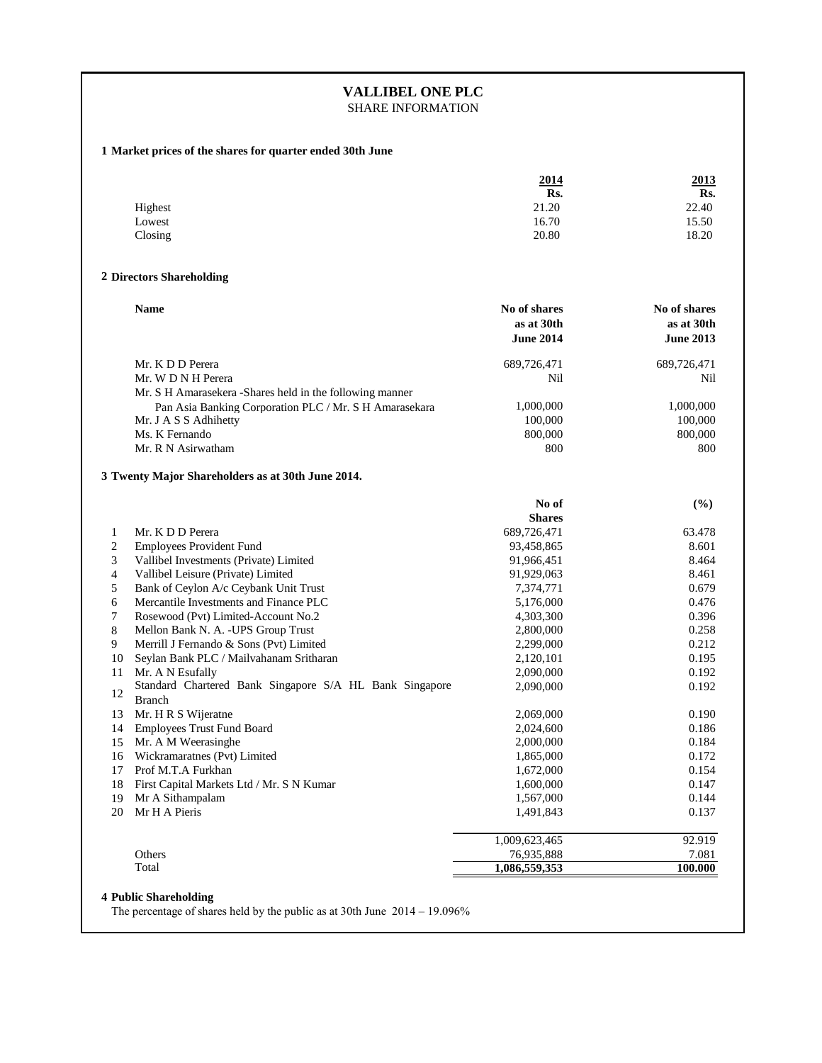# VALLIBEL ONE PLC

SHARE INFORMATION

## 1 Market prices of the shares for quarter ended 30th June

| | 2014 Rs. | 2013 Rs. |
|---|---|---|
| Highest | 21.20 | 22.40 |
| Lowest | 16.70 | 15.50 |
| Closing | 20.80 | 18.20 |

## 2 Directors Shareholding

| Name | No of shares as at 30th June 2014 | No of shares as at 30th June 2013 |
|---|---|---|
| Mr. K D D Perera | 689,726,471 | 689,726,471 |
| Mr. W D N H Perera | Nil | Nil |
| Mr. S H Amarasekera -Shares held in the following manner | | |
| Pan Asia Banking Corporation PLC / Mr. S H Amarasekara | 1,000,000 | 1,000,000 |
| Mr. J A S S Adhihetty | 100,000 | 100,000 |
| Ms. K Fernando | 800,000 | 800,000 |
| Mr. R N Asirwatham | 800 | 800 |

## 3 Twenty Major Shareholders as at 30th June 2014.

| | | No of Shares | (%) |
|---|---|---|---|
| 1 | Mr. K D D Perera | 689,726,471 | 63.478 |
| 2 | Employees Provident Fund | 93,458,865 | 8.601 |
| 3 | Vallibel Investments (Private) Limited | 91,966,451 | 8.464 |
| 4 | Vallibel Leisure (Private) Limited | 91,929,063 | 8.461 |
| 5 | Bank of Ceylon A/c Ceybank Unit Trust | 7,374,771 | 0.679 |
| 6 | Mercantile Investments and Finance PLC | 5,176,000 | 0.476 |
| 7 | Rosewood (Pvt) Limited-Account No.2 | 4,303,300 | 0.396 |
| 8 | Mellon Bank N. A. -UPS Group Trust | 2,800,000 | 0.258 |
| 9 | Merrill J Fernando & Sons (Pvt) Limited | 2,299,000 | 0.212 |
| 10 | Seylan Bank PLC / Mailvahanam Sritharan | 2,120,101 | 0.195 |
| 11 | Mr. A N Esufally | 2,090,000 | 0.192 |
| 12 | Standard Chartered Bank Singapore S/A HL Bank Singapore Branch | 2,090,000 | 0.192 |
| 13 | Mr. H R S Wijeratne | 2,069,000 | 0.190 |
| 14 | Employees Trust Fund Board | 2,024,600 | 0.186 |
| 15 | Mr. A M Weerasinghe | 2,000,000 | 0.184 |
| 16 | Wickramaratnes (Pvt) Limited | 1,865,000 | 0.172 |
| 17 | Prof M.T.A Furkhan | 1,672,000 | 0.154 |
| 18 | First Capital Markets Ltd / Mr. S N Kumar | 1,600,000 | 0.147 |
| 19 | Mr A Sithampalam | 1,567,000 | 0.144 |
| 20 | Mr H A Pieris | 1,491,843 | 0.137 |
| | | 1,009,623,465 | 92.919 |
| | Others | 76,935,888 | 7.081 |
| | Total | **1,086,559,353** | **100.000** |

## 4 Public Shareholding

The percentage of shares held by the public as at 30th June 2014 – 19.096%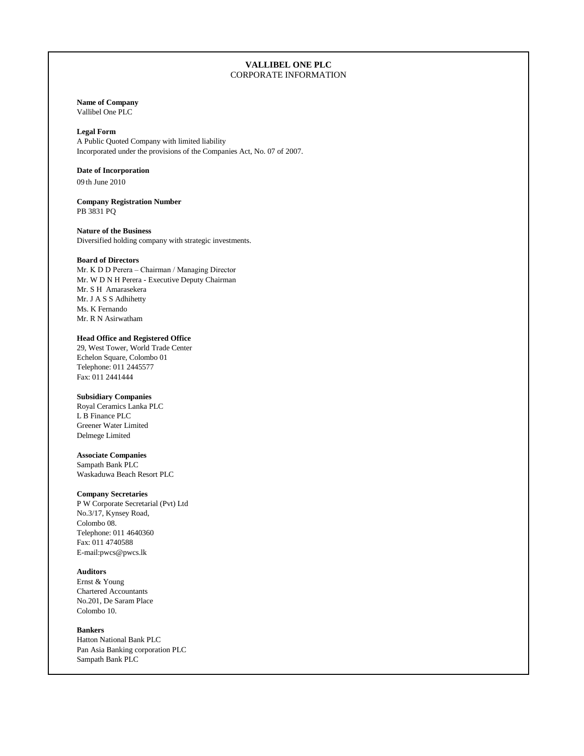# VALLIBEL ONE PLC
CORPORATE INFORMATION

**Name of Company**
Vallibel One PLC

**Legal Form**
A Public Quoted Company with limited liability
Incorporated under the provisions of the Companies Act, No. 07 of 2007.

**Date of Incorporation**
09 th June 2010

**Company Registration Number**
PB 3831 PQ

**Nature of the Business**
Diversified holding company with strategic investments.

**Board of Directors**
Mr. K D D Perera – Chairman / Managing Director
Mr. W D N H Perera - Executive Deputy Chairman
Mr. S H Amarasekera
Mr. J A S S Adhihetty
Ms. K Fernando
Mr. R N Asirwatham

**Head Office and Registered Office**
29, West Tower, World Trade Center
Echelon Square, Colombo 01
Telephone: 011 2445577
Fax: 011 2441444

**Subsidiary Companies**
Royal Ceramics Lanka PLC
L B Finance PLC
Greener Water Limited
Delmege Limited

**Associate Companies**
Sampath Bank PLC
Waskaduwa Beach Resort PLC

**Company Secretaries**
P W Corporate Secretarial (Pvt) Ltd
No.3/17, Kynsey Road,
Colombo 08.
Telephone: 011 4640360
Fax: 011 4740588
E-mail:pwcs@pwcs.lk

**Auditors**
Ernst & Young
Chartered Accountants
No.201, De Saram Place
Colombo 10.

**Bankers**
Hatton National Bank PLC
Pan Asia Banking corporation PLC
Sampath Bank PLC